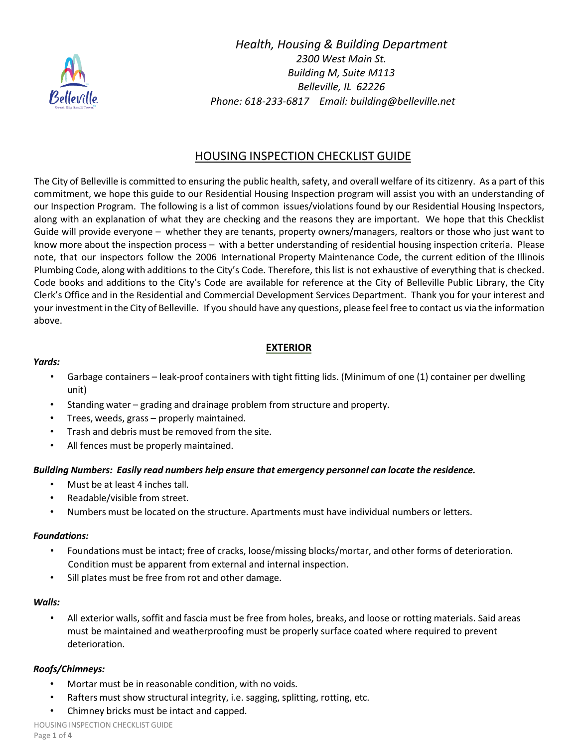*Health, Housing & Building Department*
*2300 West Main St.*
*Building M, Suite M113*
*Belleville, IL 62226*
*Phone: 618-233-6817 Email: building@belleville.net*

# HOUSING INSPECTION CHECKLIST GUIDE

The City of Belleville is committed to ensuring the public health, safety, and overall welfare of its citizenry. As a part of this commitment, we hope this guide to our Residential Housing Inspection program will assist you with an understanding of our Inspection Program. The following is a list of common issues/violations found by our Residential Housing Inspectors, along with an explanation of what they are checking and the reasons they are important. We hope that this Checklist Guide will provide everyone – whether they are tenants, property owners/managers, realtors or those who just want to know more about the inspection process – with a better understanding of residential housing inspection criteria. Please note, that our inspectors follow the 2006 International Property Maintenance Code, the current edition of the Illinois Plumbing Code, along with additions to the City's Code. Therefore, this list is not exhaustive of everything that is checked. Code books and additions to the City's Code are available for reference at the City of Belleville Public Library, the City Clerk's Office and in the Residential and Commercial Development Services Department. Thank you for your interest and your investment in the City of Belleville. If you should have any questions, please feel free to contact us via the information above.

## EXTERIOR

***Yards:***

- Garbage containers – leak-proof containers with tight fitting lids. (Minimum of one (1) container per dwelling unit)
- Standing water – grading and drainage problem from structure and property.
- Trees, weeds, grass – properly maintained.
- Trash and debris must be removed from the site.
- All fences must be properly maintained.

***Building Numbers: Easily read numbers help ensure that emergency personnel can locate the residence.***

- Must be at least 4 inches tall.
- Readable/visible from street.
- Numbers must be located on the structure. Apartments must have individual numbers or letters.

***Foundations:***

- Foundations must be intact; free of cracks, loose/missing blocks/mortar, and other forms of deterioration. Condition must be apparent from external and internal inspection.
- Sill plates must be free from rot and other damage.

***Walls:***

- All exterior walls, soffit and fascia must be free from holes, breaks, and loose or rotting materials. Said areas must be maintained and weatherproofing must be properly surface coated where required to prevent deterioration.

***Roofs/Chimneys:***

- Mortar must be in reasonable condition, with no voids.
- Rafters must show structural integrity, i.e. sagging, splitting, rotting, etc.
- Chimney bricks must be intact and capped.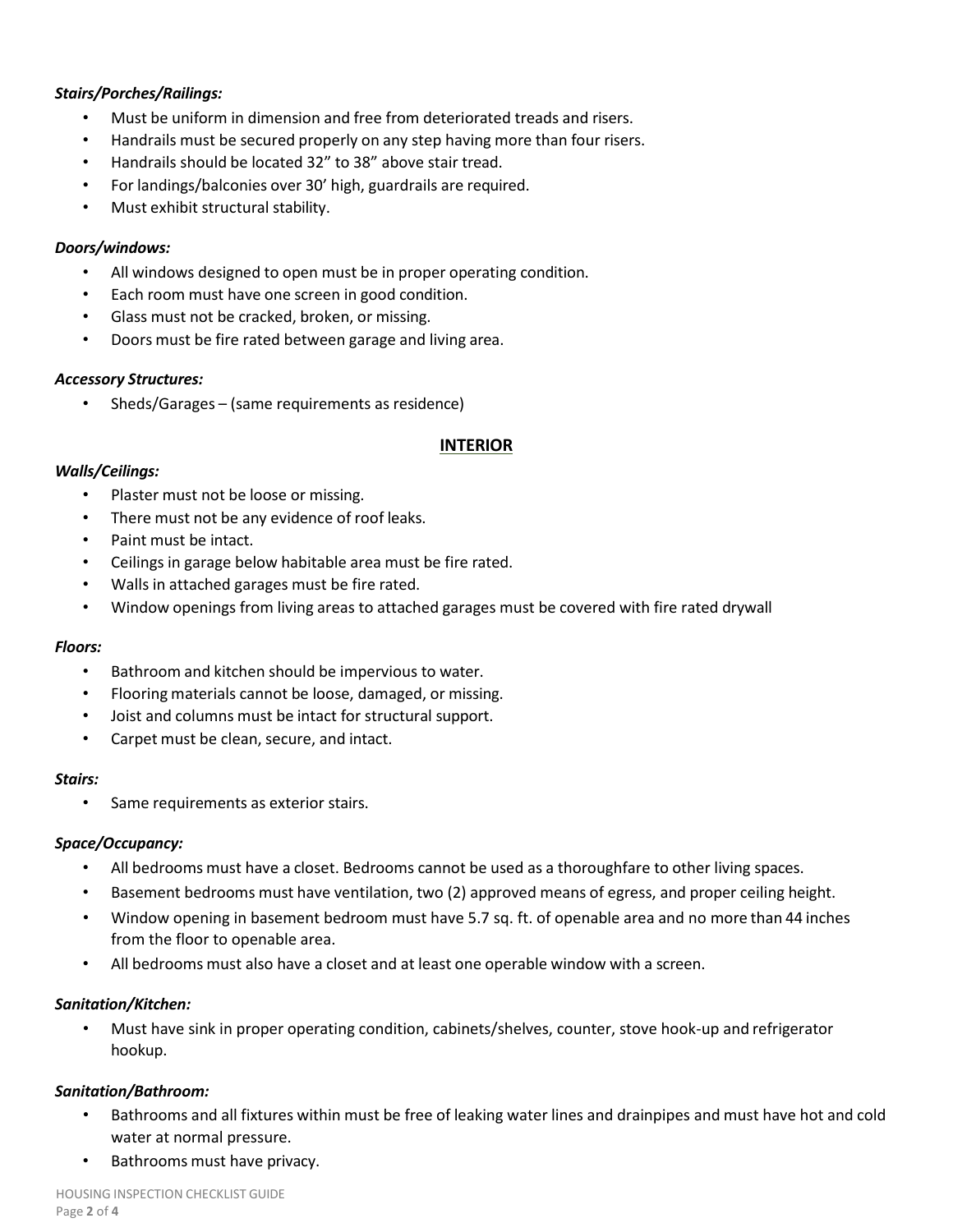***Stairs/Porches/Railings:***

- Must be uniform in dimension and free from deteriorated treads and risers.
- Handrails must be secured properly on any step having more than four risers.
- Handrails should be located 32” to 38” above stair tread.
- For landings/balconies over 30’ high, guardrails are required.
- Must exhibit structural stability.

***Doors/windows:***

- All windows designed to open must be in proper operating condition.
- Each room must have one screen in good condition.
- Glass must not be cracked, broken, or missing.
- Doors must be fire rated between garage and living area.

***Accessory Structures:***

- Sheds/Garages – (same requirements as residence)

## INTERIOR

***Walls/Ceilings:***

- Plaster must not be loose or missing.
- There must not be any evidence of roof leaks.
- Paint must be intact.
- Ceilings in garage below habitable area must be fire rated.
- Walls in attached garages must be fire rated.
- Window openings from living areas to attached garages must be covered with fire rated drywall

***Floors:***

- Bathroom and kitchen should be impervious to water.
- Flooring materials cannot be loose, damaged, or missing.
- Joist and columns must be intact for structural support.
- Carpet must be clean, secure, and intact.

***Stairs:***

- Same requirements as exterior stairs.

***Space/Occupancy:***

- All bedrooms must have a closet. Bedrooms cannot be used as a thoroughfare to other living spaces.
- Basement bedrooms must have ventilation, two (2) approved means of egress, and proper ceiling height.
- Window opening in basement bedroom must have 5.7 sq. ft. of openable area and no more than 44 inches from the floor to openable area.
- All bedrooms must also have a closet and at least one operable window with a screen.

***Sanitation/Kitchen:***

- Must have sink in proper operating condition, cabinets/shelves, counter, stove hook-up and refrigerator hookup.

***Sanitation/Bathroom:***

- Bathrooms and all fixtures within must be free of leaking water lines and drainpipes and must have hot and cold water at normal pressure.
- Bathrooms must have privacy.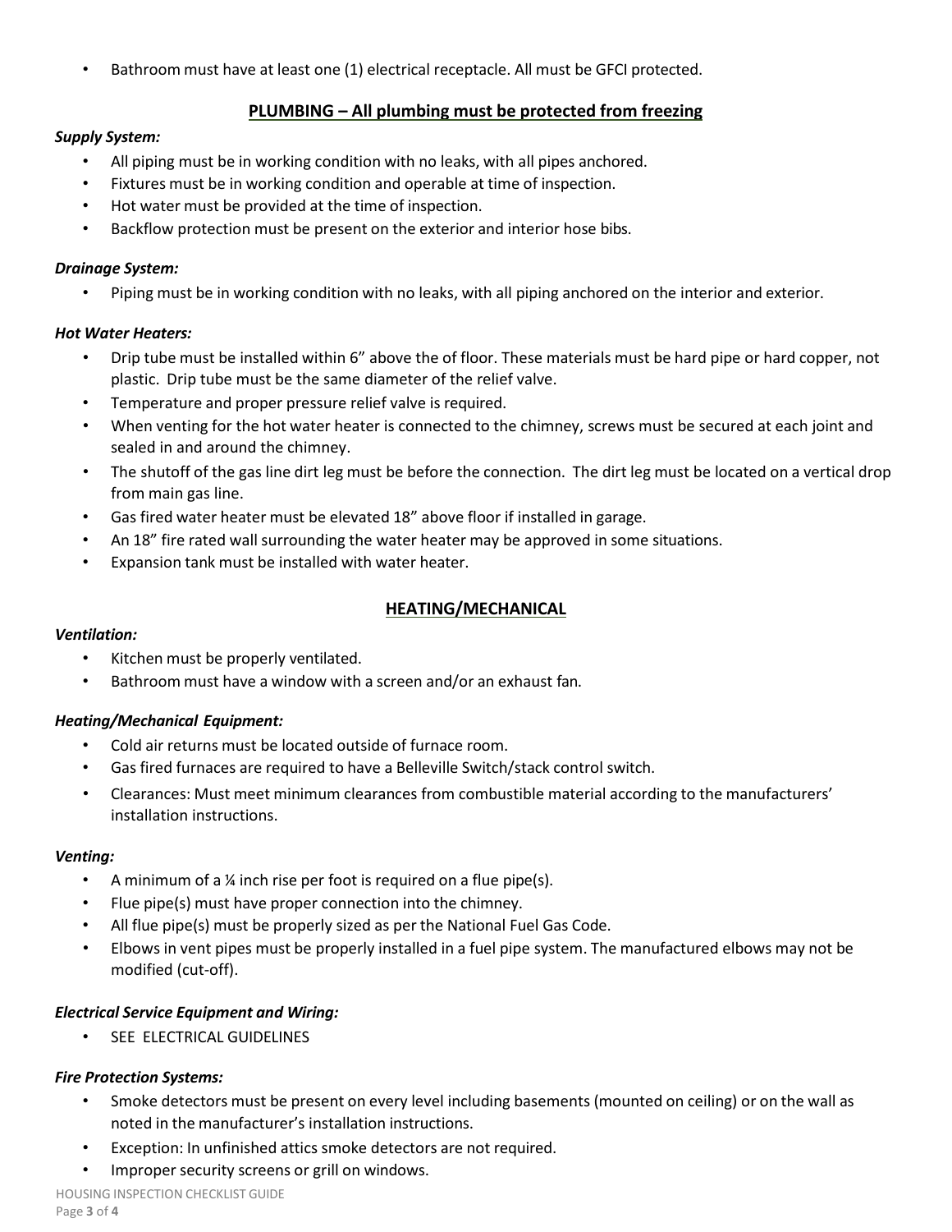- Bathroom must have at least one (1) electrical receptacle. All must be GFCI protected.

## PLUMBING – All plumbing must be protected from freezing

***Supply System:***

- All piping must be in working condition with no leaks, with all pipes anchored.
- Fixtures must be in working condition and operable at time of inspection.
- Hot water must be provided at the time of inspection.
- Backflow protection must be present on the exterior and interior hose bibs.

***Drainage System:***

- Piping must be in working condition with no leaks, with all piping anchored on the interior and exterior.

***Hot Water Heaters:***

- Drip tube must be installed within 6" above the of floor. These materials must be hard pipe or hard copper, not plastic. Drip tube must be the same diameter of the relief valve.
- Temperature and proper pressure relief valve is required.
- When venting for the hot water heater is connected to the chimney, screws must be secured at each joint and sealed in and around the chimney.
- The shutoff of the gas line dirt leg must be before the connection. The dirt leg must be located on a vertical drop from main gas line.
- Gas fired water heater must be elevated 18" above floor if installed in garage.
- An 18" fire rated wall surrounding the water heater may be approved in some situations.
- Expansion tank must be installed with water heater.

## HEATING/MECHANICAL

***Ventilation:***

- Kitchen must be properly ventilated.
- Bathroom must have a window with a screen and/or an exhaust fan.

***Heating/Mechanical Equipment:***

- Cold air returns must be located outside of furnace room.
- Gas fired furnaces are required to have a Belleville Switch/stack control switch.
- Clearances: Must meet minimum clearances from combustible material according to the manufacturers' installation instructions.

***Venting:***

- A minimum of a ¼ inch rise per foot is required on a flue pipe(s).
- Flue pipe(s) must have proper connection into the chimney.
- All flue pipe(s) must be properly sized as per the National Fuel Gas Code.
- Elbows in vent pipes must be properly installed in a fuel pipe system. The manufactured elbows may not be modified (cut-off).

***Electrical Service Equipment and Wiring:***

- SEE ELECTRICAL GUIDELINES

***Fire Protection Systems:***

- Smoke detectors must be present on every level including basements (mounted on ceiling) or on the wall as noted in the manufacturer's installation instructions.
- Exception: In unfinished attics smoke detectors are not required.
- Improper security screens or grill on windows.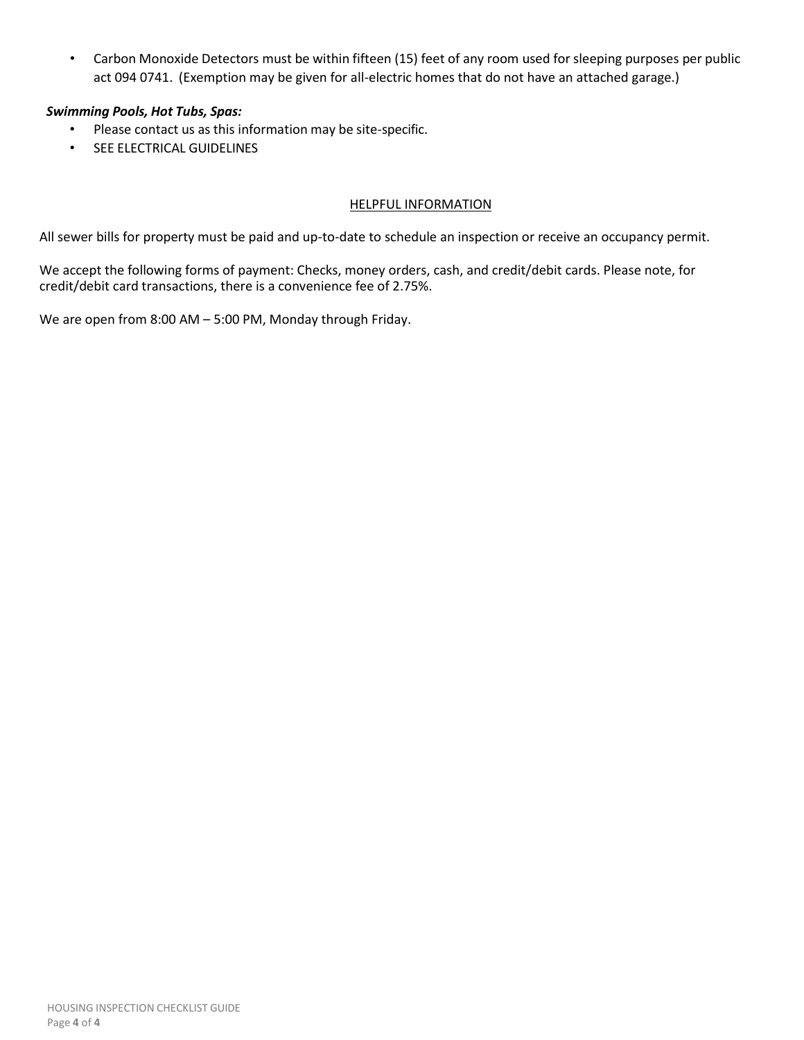- Carbon Monoxide Detectors must be within fifteen (15) feet of any room used for sleeping purposes per public act 094 0741. (Exemption may be given for all-electric homes that do not have an attached garage.)

***Swimming Pools, Hot Tubs, Spas:***

- Please contact us as this information may be site-specific.
- SEE ELECTRICAL GUIDELINES

## HELPFUL INFORMATION

All sewer bills for property must be paid and up-to-date to schedule an inspection or receive an occupancy permit.

We accept the following forms of payment: Checks, money orders, cash, and credit/debit cards. Please note, for credit/debit card transactions, there is a convenience fee of 2.75%.

We are open from 8:00 AM – 5:00 PM, Monday through Friday.